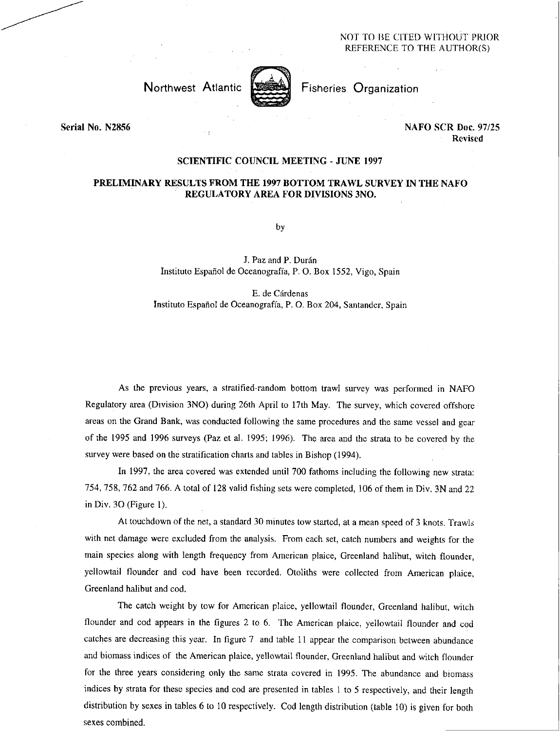NOT TO BE CITED WITHOUT PRIOR REFERENCE TO THE AUTHOR(S)

Northwest Atlantic Fisheries Organization

Serial No. N2856 NAFO SCR Doc. 97/25 Revised

**SCIENTIFIC COUNCIL MEETING - JUNE 1997**

# PRELIMINARY RESULTS FROM THE 1997 BOTTOM TRAWL SURVEY IN THE NAFO REGULATORY AREA FOR DIVISIONS 3NO.

by

J. Paz and P. Durán
Instituto Español de Oceanografía, P. O. Box 1552, Vigo, Spain

E. de Cárdenas
Instituto Español de Oceanografía, P. O. Box 204, Santander, Spain

As the previous years, a stratified-random bottom trawl survey was performed in NAFO Regulatory area (Division 3NO) during 26th April to 17th May. The survey, which covered offshore areas on the Grand Bank, was conducted following the same procedures and the same vessel and gear of the 1995 and 1996 surveys (Paz et al. 1995; 1996). The area and the strata to be covered by the survey were based on the stratification charts and tables in Bishop (1994).

In 1997, the area covered was extended until 700 fathoms including the following new strata: 754, 758, 762 and 766. A total of 128 valid fishing sets were completed, 106 of them in Div. 3N and 22 in Div. 3O (Figure 1).

At touchdown of the net, a standard 30 minutes tow started, at a mean speed of 3 knots. Trawls with net damage were excluded from the analysis. From each set, catch numbers and weights for the main species along with length frequency from American plaice, Greenland halibut, witch flounder, yellowtail flounder and cod have been recorded. Otoliths were collected from American plaice, Greenland halibut and cod.

The catch weight by tow for American plaice, yellowtail flounder, Greenland halibut, witch flounder and cod appears in the figures 2 to 6. The American plaice, yellowtail flounder and cod catches are decreasing this year. In figure 7 and table 11 appear the comparison between abundance and biomass indices of the American plaice, yellowtail flounder, Greenland halibut and witch flounder for the three years considering only the same strata covered in 1995. The abundance and biomass indices by strata for these species and cod are presented in tables 1 to 5 respectively, and their length distribution by sexes in tables 6 to 10 respectively. Cod length distribution (table 10) is given for both sexes combined.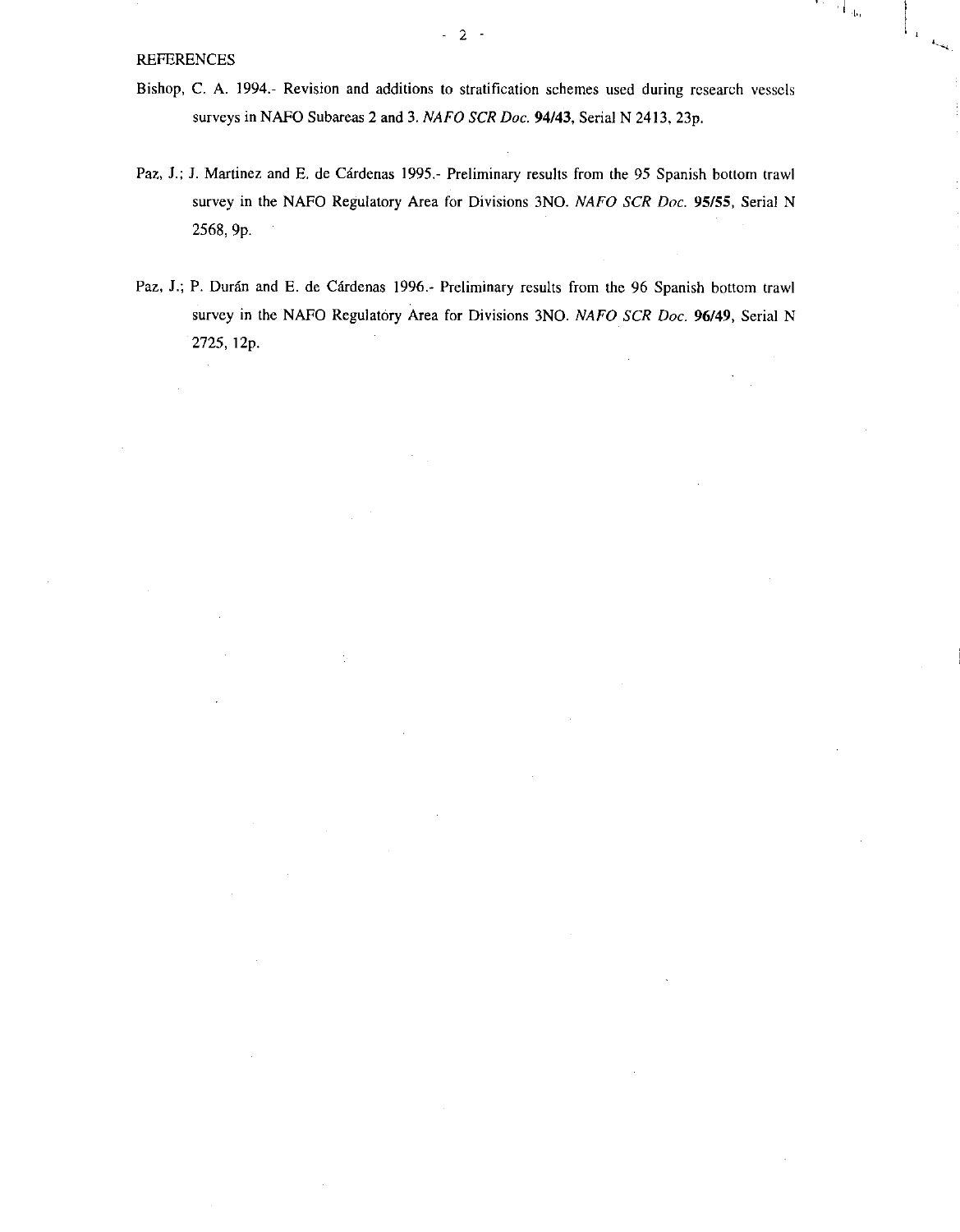## REFERENCES

Bishop, C. A. 1994.- Revision and additions to stratification schemes used during research vessels surveys in NAFO Subareas 2 and 3. *NAFO SCR Doc.* **94/43**, Serial N 2413, 23p.

Paz, J.; J. Martinez and E. de Cárdenas 1995.- Preliminary results from the 95 Spanish bottom trawl survey in the NAFO Regulatory Area for Divisions 3NO. *NAFO SCR Doc.* **95/55**, Serial N 2568, 9p.

Paz, J.; P. Durán and E. de Cárdenas 1996.- Preliminary results from the 96 Spanish bottom trawl survey in the NAFO Regulatory Area for Divisions 3NO. *NAFO SCR Doc.* **96/49**, Serial N 2725, 12p.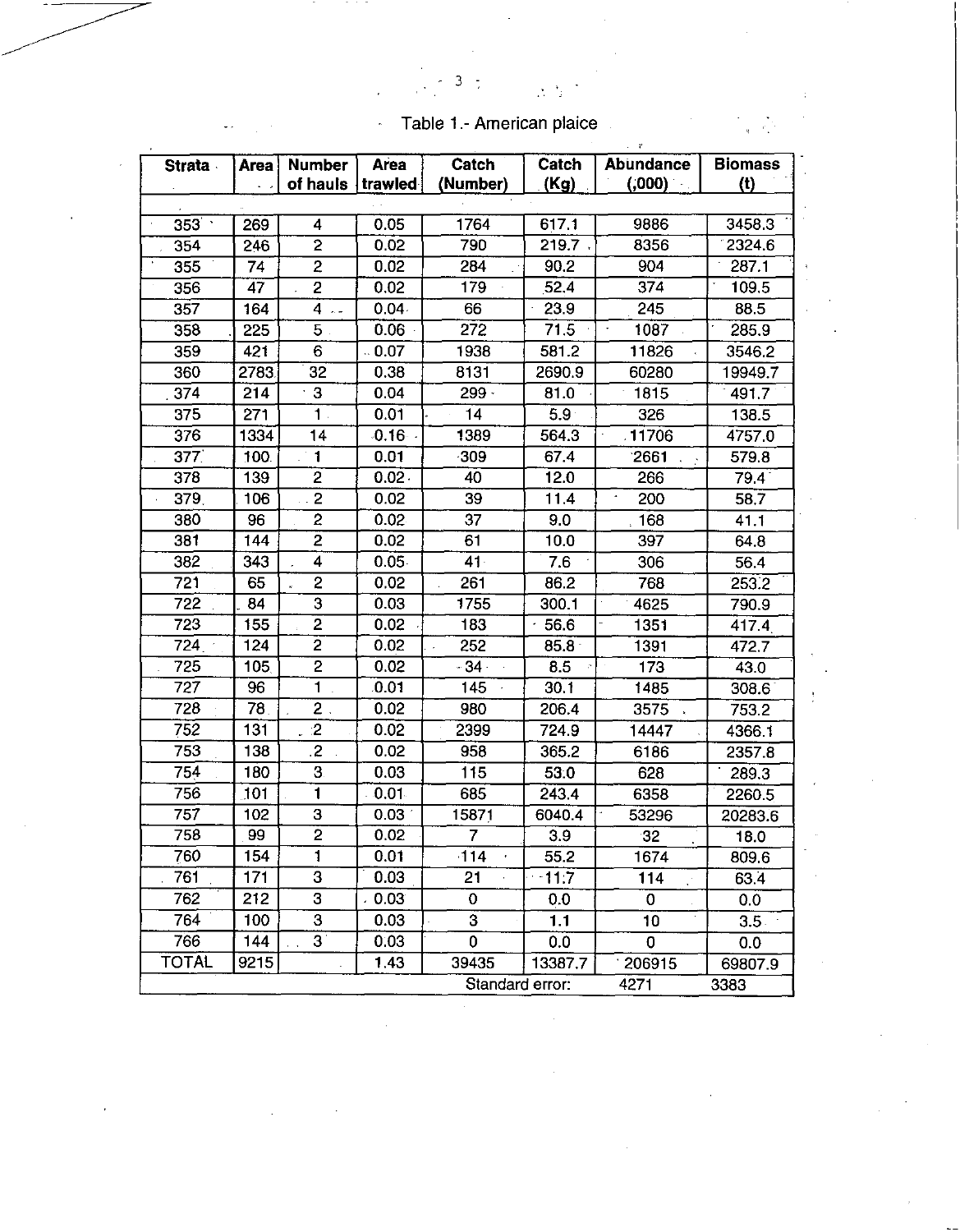Table 1.- American plaice

| Strata | Area | Number of hauls | Area trawled | Catch (Number) | Catch (Kg) | Abundance (,000) | Biomass (t) |
|---|---|---|---|---|---|---|---|
| 353 | 269 | 4 | 0.05 | 1764 | 617.1 | 9886 | 3458.3 |
| 354 | 246 | 2 | 0.02 | 790 | 219.7 | 8356 | 2324.6 |
| 355 | 74 | 2 | 0.02 | 284 | 90.2 | 904 | 287.1 |
| 356 | 47 | 2 | 0.02 | 179 | 52.4 | 374 | 109.5 |
| 357 | 164 | 4 | 0.04 | 66 | 23.9 | 245 | 88.5 |
| 358 | 225 | 5 | 0.06 | 272 | 71.5 | 1087 | 285.9 |
| 359 | 421 | 6 | 0.07 | 1938 | 581.2 | 11826 | 3546.2 |
| 360 | 2783 | 32 | 0.38 | 8131 | 2690.9 | 60280 | 19949.7 |
| 374 | 214 | 3 | 0.04 | 299 | 81.0 | 1815 | 491.7 |
| 375 | 271 | 1 | 0.01 | 14 | 5.9 | 326 | 138.5 |
| 376 | 1334 | 14 | 0.16 | 1389 | 564.3 | 11706 | 4757.0 |
| 377 | 100 | 1 | 0.01 | 309 | 67.4 | 2661 | 579.8 |
| 378 | 139 | 2 | 0.02 | 40 | 12.0 | 266 | 79.4 |
| 379 | 106 | 2 | 0.02 | 39 | 11.4 | 200 | 58.7 |
| 380 | 96 | 2 | 0.02 | 37 | 9.0 | 168 | 41.1 |
| 381 | 144 | 2 | 0.02 | 61 | 10.0 | 397 | 64.8 |
| 382 | 343 | 4 | 0.05 | 41 | 7.6 | 306 | 56.4 |
| 721 | 65 | 2 | 0.02 | 261 | 86.2 | 768 | 253.2 |
| 722 | 84 | 3 | 0.03 | 1755 | 300.1 | 4625 | 790.9 |
| 723 | 155 | 2 | 0.02 | 183 | 56.6 | 1351 | 417.4 |
| 724 | 124 | 2 | 0.02 | 252 | 85.8 | 1391 | 472.7 |
| 725 | 105 | 2 | 0.02 | 34 | 8.5 | 173 | 43.0 |
| 727 | 96 | 1 | 0.01 | 145 | 30.1 | 1485 | 308.6 |
| 728 | 78 | 2 | 0.02 | 980 | 206.4 | 3575 | 753.2 |
| 752 | 131 | 2 | 0.02 | 2399 | 724.9 | 14447 | 4366.1 |
| 753 | 138 | 2 | 0.02 | 958 | 365.2 | 6186 | 2357.8 |
| 754 | 180 | 3 | 0.03 | 115 | 53.0 | 628 | 289.3 |
| 756 | 101 | 1 | 0.01 | 685 | 243.4 | 6358 | 2260.5 |
| 757 | 102 | 3 | 0.03 | 15871 | 6040.4 | 53296 | 20283.6 |
| 758 | 99 | 2 | 0.02 | 7 | 3.9 | 32 | 18.0 |
| 760 | 154 | 1 | 0.01 | 114 | 55.2 | 1674 | 809.6 |
| 761 | 171 | 3 | 0.03 | 21 | 11.7 | 114 | 63.4 |
| 762 | 212 | 3 | 0.03 | 0 | 0.0 | 0 | 0.0 |
| 764 | 100 | 3 | 0.03 | 3 | 1.1 | 10 | 3.5 |
| 766 | 144 | 3 | 0.03 | 0 | 0.0 | 0 | 0.0 |
| TOTAL | 9215 | | 1.43 | 39435 | 13387.7 | 206915 | 69807.9 |
| | | | | Standard error: | | 4271 | 3383 |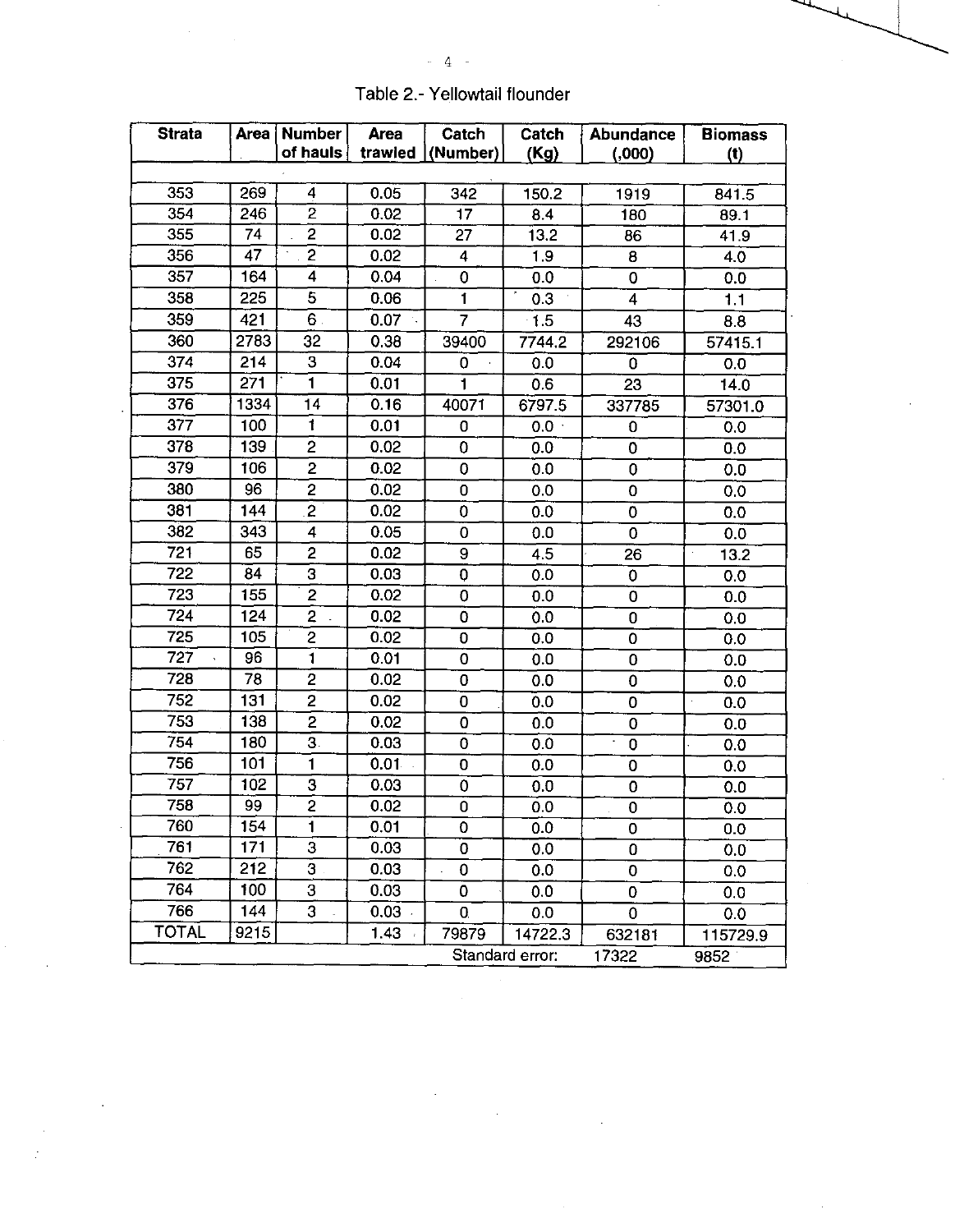Table 2.- Yellowtail flounder

| Strata | Area | Number of hauls | Area trawled | Catch (Number) | Catch (Kg) | Abundance (,000) | Biomass (t) |
|---|---|---|---|---|---|---|---|
| 353 | 269 | 4 | 0.05 | 342 | 150.2 | 1919 | 841.5 |
| 354 | 246 | 2 | 0.02 | 17 | 8.4 | 180 | 89.1 |
| 355 | 74 | 2 | 0.02 | 27 | 13.2 | 86 | 41.9 |
| 356 | 47 | 2 | 0.02 | 4 | 1.9 | 8 | 4.0 |
| 357 | 164 | 4 | 0.04 | 0 | 0.0 | 0 | 0.0 |
| 358 | 225 | 5 | 0.06 | 1 | 0.3 | 4 | 1.1 |
| 359 | 421 | 6 | 0.07 | 7 | 1.5 | 43 | 8.8 |
| 360 | 2783 | 32 | 0.38 | 39400 | 7744.2 | 292106 | 57415.1 |
| 374 | 214 | 3 | 0.04 | 0 | 0.0 | 0 | 0.0 |
| 375 | 271 | 1 | 0.01 | 1 | 0.6 | 23 | 14.0 |
| 376 | 1334 | 14 | 0.16 | 40071 | 6797.5 | 337785 | 57301.0 |
| 377 | 100 | 1 | 0.01 | 0 | 0.0 | 0 | 0.0 |
| 378 | 139 | 2 | 0.02 | 0 | 0.0 | 0 | 0.0 |
| 379 | 106 | 2 | 0.02 | 0 | 0.0 | 0 | 0.0 |
| 380 | 96 | 2 | 0.02 | 0 | 0.0 | 0 | 0.0 |
| 381 | 144 | 2 | 0.02 | 0 | 0.0 | 0 | 0.0 |
| 382 | 343 | 4 | 0.05 | 0 | 0.0 | 0 | 0.0 |
| 721 | 65 | 2 | 0.02 | 9 | 4.5 | 26 | 13.2 |
| 722 | 84 | 3 | 0.03 | 0 | 0.0 | 0 | 0.0 |
| 723 | 155 | 2 | 0.02 | 0 | 0.0 | 0 | 0.0 |
| 724 | 124 | 2 | 0.02 | 0 | 0.0 | 0 | 0.0 |
| 725 | 105 | 2 | 0.02 | 0 | 0.0 | 0 | 0.0 |
| 727 | 96 | 1 | 0.01 | 0 | 0.0 | 0 | 0.0 |
| 728 | 78 | 2 | 0.02 | 0 | 0.0 | 0 | 0.0 |
| 752 | 131 | 2 | 0.02 | 0 | 0.0 | 0 | 0.0 |
| 753 | 138 | 2 | 0.02 | 0 | 0.0 | 0 | 0.0 |
| 754 | 180 | 3 | 0.03 | 0 | 0.0 | 0 | 0.0 |
| 756 | 101 | 1 | 0.01 | 0 | 0.0 | 0 | 0.0 |
| 757 | 102 | 3 | 0.03 | 0 | 0.0 | 0 | 0.0 |
| 758 | 99 | 2 | 0.02 | 0 | 0.0 | 0 | 0.0 |
| 760 | 154 | 1 | 0.01 | 0 | 0.0 | 0 | 0.0 |
| 761 | 171 | 3 | 0.03 | 0 | 0.0 | 0 | 0.0 |
| 762 | 212 | 3 | 0.03 | 0 | 0.0 | 0 | 0.0 |
| 764 | 100 | 3 | 0.03 | 0 | 0.0 | 0 | 0.0 |
| 766 | 144 | 3 | 0.03 | 0 | 0.0 | 0 | 0.0 |
| TOTAL | 9215 | | 1.43 | 79879 | 14722.3 | 632181 | 115729.9 |
| | | | | Standard error: | | 17322 | 9852 |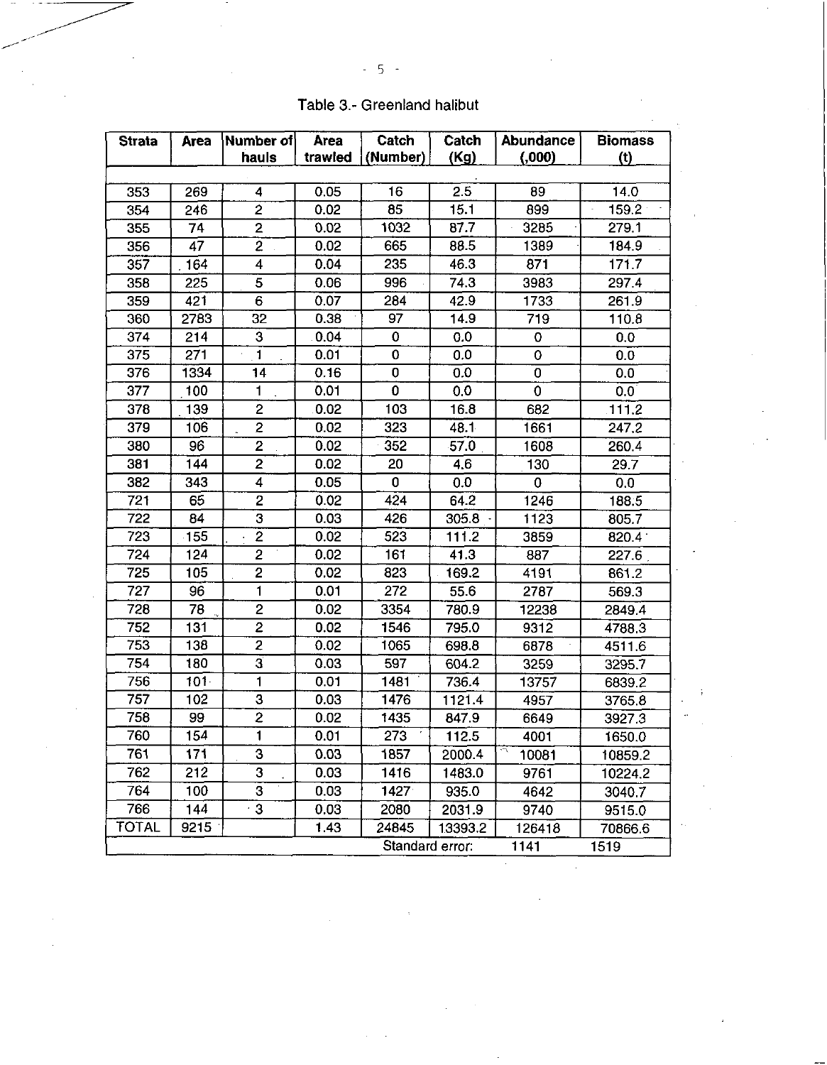Table 3.- Greenland halibut

| Strata | Area | Number of hauls | Area trawled | Catch (Number) | Catch (Kg) | Abundance (,000) | Biomass (t) |
|---|---|---|---|---|---|---|---|
| 353 | 269 | 4 | 0.05 | 16 | 2.5 | 89 | 14.0 |
| 354 | 246 | 2 | 0.02 | 85 | 15.1 | 899 | 159.2 |
| 355 | 74 | 2 | 0.02 | 1032 | 87.7 | 3285 | 279.1 |
| 356 | 47 | 2 | 0.02 | 665 | 88.5 | 1389 | 184.9 |
| 357 | 164 | 4 | 0.04 | 235 | 46.3 | 871 | 171.7 |
| 358 | 225 | 5 | 0.06 | 996 | 74.3 | 3983 | 297.4 |
| 359 | 421 | 6 | 0.07 | 284 | 42.9 | 1733 | 261.9 |
| 360 | 2783 | 32 | 0.38 | 97 | 14.9 | 719 | 110.8 |
| 374 | 214 | 3 | 0.04 | 0 | 0.0 | 0 | 0.0 |
| 375 | 271 | 1 | 0.01 | 0 | 0.0 | 0 | 0.0 |
| 376 | 1334 | 14 | 0.16 | 0 | 0.0 | 0 | 0.0 |
| 377 | 100 | 1 | 0.01 | 0 | 0.0 | 0 | 0.0 |
| 378 | 139 | 2 | 0.02 | 103 | 16.8 | 682 | 111.2 |
| 379 | 106 | 2 | 0.02 | 323 | 48.1 | 1661 | 247.2 |
| 380 | 96 | 2 | 0.02 | 352 | 57.0 | 1608 | 260.4 |
| 381 | 144 | 2 | 0.02 | 20 | 4.6 | 130 | 29.7 |
| 382 | 343 | 4 | 0.05 | 0 | 0.0 | 0 | 0.0 |
| 721 | 65 | 2 | 0.02 | 424 | 64.2 | 1246 | 188.5 |
| 722 | 84 | 3 | 0.03 | 426 | 305.8 | 1123 | 805.7 |
| 723 | 155 | 2 | 0.02 | 523 | 111.2 | 3859 | 820.4 |
| 724 | 124 | 2 | 0.02 | 161 | 41.3 | 887 | 227.6 |
| 725 | 105 | 2 | 0.02 | 823 | 169.2 | 4191 | 861.2 |
| 727 | 96 | 1 | 0.01 | 272 | 55.6 | 2787 | 569.3 |
| 728 | 78 | 2 | 0.02 | 3354 | 780.9 | 12238 | 2849.4 |
| 752 | 131 | 2 | 0.02 | 1546 | 795.0 | 9312 | 4788.3 |
| 753 | 138 | 2 | 0.02 | 1065 | 698.8 | 6878 | 4511.6 |
| 754 | 180 | 3 | 0.03 | 597 | 604.2 | 3259 | 3295.7 |
| 756 | 101 | 1 | 0.01 | 1481 | 736.4 | 13757 | 6839.2 |
| 757 | 102 | 3 | 0.03 | 1476 | 1121.4 | 4957 | 3765.8 |
| 758 | 99 | 2 | 0.02 | 1435 | 847.9 | 6649 | 3927.3 |
| 760 | 154 | 1 | 0.01 | 273 | 112.5 | 4001 | 1650.0 |
| 761 | 171 | 3 | 0.03 | 1857 | 2000.4 | 10081 | 10859.2 |
| 762 | 212 | 3 | 0.03 | 1416 | 1483.0 | 9761 | 10224.2 |
| 764 | 100 | 3 | 0.03 | 1427 | 935.0 | 4642 | 3040.7 |
| 766 | 144 | 3 | 0.03 | 2080 | 2031.9 | 9740 | 9515.0 |
| TOTAL | 9215 | | 1.43 | 24845 | 13393.2 | 126418 | 70866.6 |
| | | | | Standard error: | | 1141 | 1519 |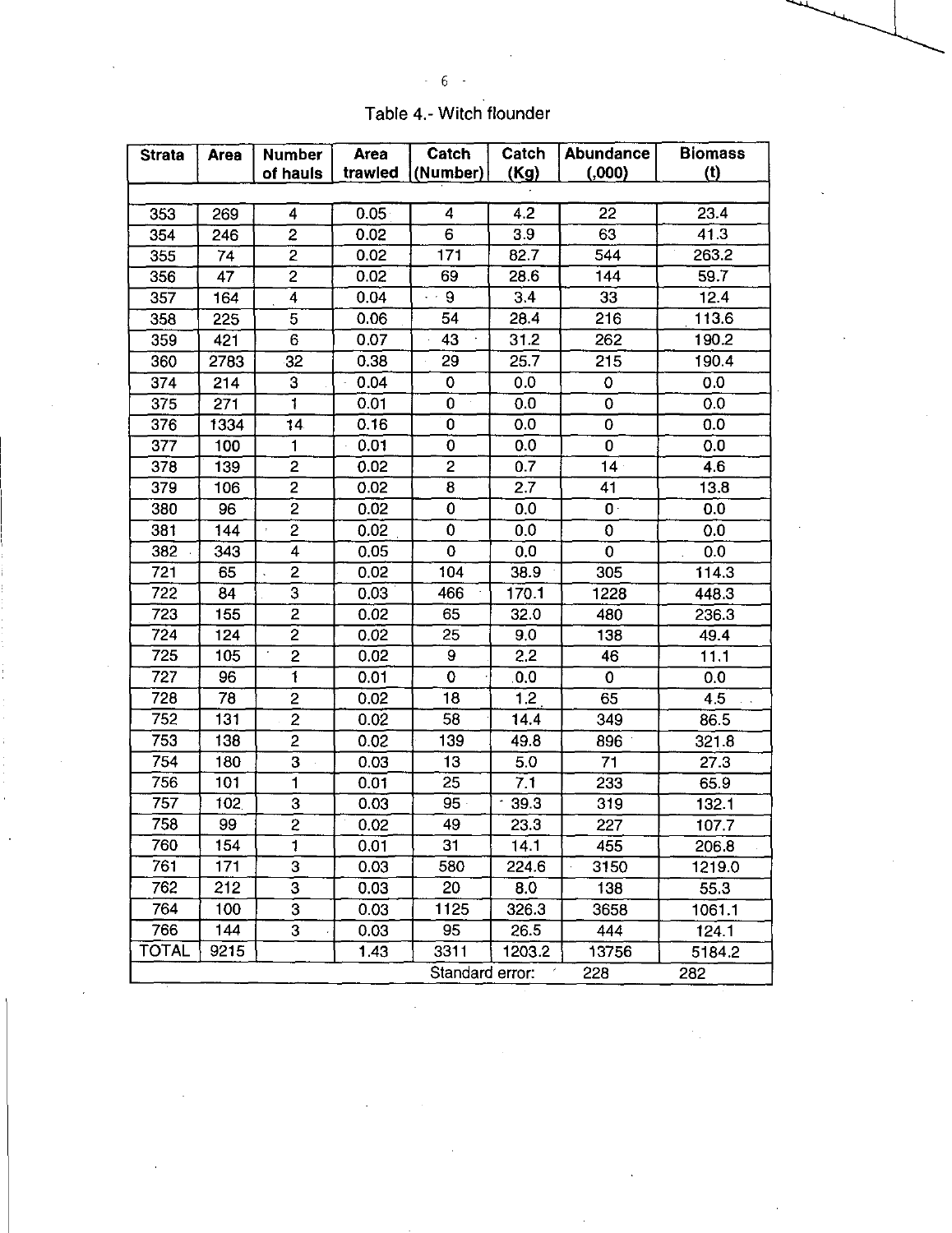Table 4.- Witch flounder

| Strata | Area | Number of hauls | Area trawled | Catch (Number) | Catch (Kg) | Abundance (,000) | Biomass (t) |
|---|---|---|---|---|---|---|---|
| 353 | 269 | 4 | 0.05 | 4 | 4.2 | 22 | 23.4 |
| 354 | 246 | 2 | 0.02 | 6 | 3.9 | 63 | 41.3 |
| 355 | 74 | 2 | 0.02 | 171 | 82.7 | 544 | 263.2 |
| 356 | 47 | 2 | 0.02 | 69 | 28.6 | 144 | 59.7 |
| 357 | 164 | 4 | 0.04 | 9 | 3.4 | 33 | 12.4 |
| 358 | 225 | 5 | 0.06 | 54 | 28.4 | 216 | 113.6 |
| 359 | 421 | 6 | 0.07 | 43 | 31.2 | 262 | 190.2 |
| 360 | 2783 | 32 | 0.38 | 29 | 25.7 | 215 | 190.4 |
| 374 | 214 | 3 | 0.04 | 0 | 0.0 | 0 | 0.0 |
| 375 | 271 | 1 | 0.01 | 0 | 0.0 | 0 | 0.0 |
| 376 | 1334 | 14 | 0.16 | 0 | 0.0 | 0 | 0.0 |
| 377 | 100 | 1 | 0.01 | 0 | 0.0 | 0 | 0.0 |
| 378 | 139 | 2 | 0.02 | 2 | 0.7 | 14 | 4.6 |
| 379 | 106 | 2 | 0.02 | 8 | 2.7 | 41 | 13.8 |
| 380 | 96 | 2 | 0.02 | 0 | 0.0 | 0 | 0.0 |
| 381 | 144 | 2 | 0.02 | 0 | 0.0 | 0 | 0.0 |
| 382 | 343 | 4 | 0.05 | 0 | 0.0 | 0 | 0.0 |
| 721 | 65 | 2 | 0.02 | 104 | 38.9 | 305 | 114.3 |
| 722 | 84 | 3 | 0.03 | 466 | 170.1 | 1228 | 448.3 |
| 723 | 155 | 2 | 0.02 | 65 | 32.0 | 480 | 236.3 |
| 724 | 124 | 2 | 0.02 | 25 | 9.0 | 138 | 49.4 |
| 725 | 105 | 2 | 0.02 | 9 | 2.2 | 46 | 11.1 |
| 727 | 96 | 1 | 0.01 | 0 | 0.0 | 0 | 0.0 |
| 728 | 78 | 2 | 0.02 | 18 | 1.2 | 65 | 4.5 |
| 752 | 131 | 2 | 0.02 | 58 | 14.4 | 349 | 86.5 |
| 753 | 138 | 2 | 0.02 | 139 | 49.8 | 896 | 321.8 |
| 754 | 180 | 3 | 0.03 | 13 | 5.0 | 71 | 27.3 |
| 756 | 101 | 1 | 0.01 | 25 | 7.1 | 233 | 65.9 |
| 757 | 102 | 3 | 0.03 | 95 | 39.3 | 319 | 132.1 |
| 758 | 99 | 2 | 0.02 | 49 | 23.3 | 227 | 107.7 |
| 760 | 154 | 1 | 0.01 | 31 | 14.1 | 455 | 206.8 |
| 761 | 171 | 3 | 0.03 | 580 | 224.6 | 3150 | 1219.0 |
| 762 | 212 | 3 | 0.03 | 20 | 8.0 | 138 | 55.3 |
| 764 | 100 | 3 | 0.03 | 1125 | 326.3 | 3658 | 1061.1 |
| 766 | 144 | 3 | 0.03 | 95 | 26.5 | 444 | 124.1 |
| TOTAL | 9215 | | 1.43 | 3311 | 1203.2 | 13756 | 5184.2 |
| | | | | Standard error: | | 228 | 282 |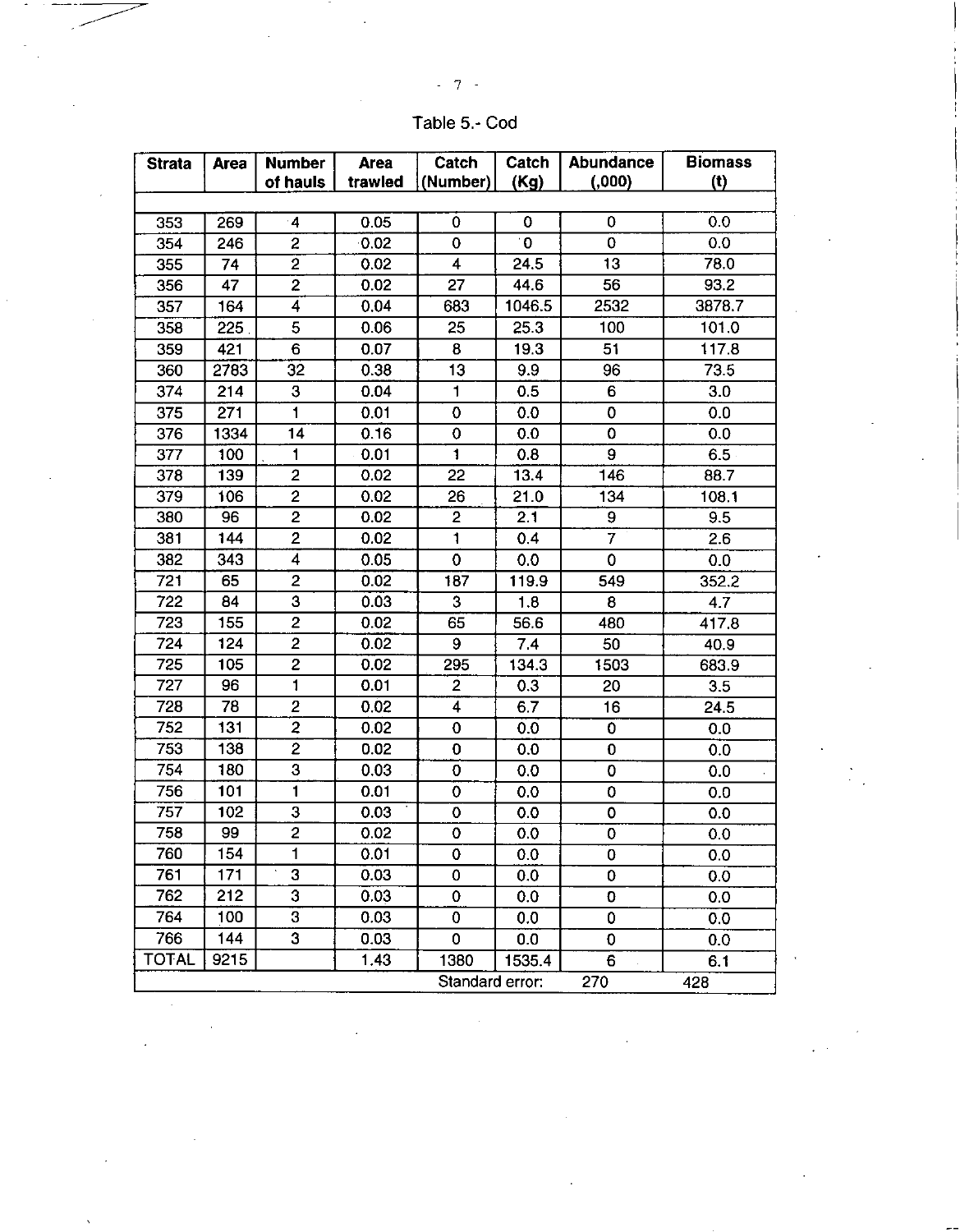Table 5.- Cod

| Strata | Area | Number of hauls | Area trawled | Catch (Number) | Catch (Kg) | Abundance (,000) | Biomass (t) |
|---|---|---|---|---|---|---|---|
| 353 | 269 | 4 | 0.05 | 0 | 0 | 0 | 0.0 |
| 354 | 246 | 2 | 0.02 | 0 | 0 | 0 | 0.0 |
| 355 | 74 | 2 | 0.02 | 4 | 24.5 | 13 | 78.0 |
| 356 | 47 | 2 | 0.02 | 27 | 44.6 | 56 | 93.2 |
| 357 | 164 | 4 | 0.04 | 683 | 1046.5 | 2532 | 3878.7 |
| 358 | 225 | 5 | 0.06 | 25 | 25.3 | 100 | 101.0 |
| 359 | 421 | 6 | 0.07 | 8 | 19.3 | 51 | 117.8 |
| 360 | 2783 | 32 | 0.38 | 13 | 9.9 | 96 | 73.5 |
| 374 | 214 | 3 | 0.04 | 1 | 0.5 | 6 | 3.0 |
| 375 | 271 | 1 | 0.01 | 0 | 0.0 | 0 | 0.0 |
| 376 | 1334 | 14 | 0.16 | 0 | 0.0 | 0 | 0.0 |
| 377 | 100 | 1 | 0.01 | 1 | 0.8 | 9 | 6.5 |
| 378 | 139 | 2 | 0.02 | 22 | 13.4 | 146 | 88.7 |
| 379 | 106 | 2 | 0.02 | 26 | 21.0 | 134 | 108.1 |
| 380 | 96 | 2 | 0.02 | 2 | 2.1 | 9 | 9.5 |
| 381 | 144 | 2 | 0.02 | 1 | 0.4 | 7 | 2.6 |
| 382 | 343 | 4 | 0.05 | 0 | 0.0 | 0 | 0.0 |
| 721 | 65 | 2 | 0.02 | 187 | 119.9 | 549 | 352.2 |
| 722 | 84 | 3 | 0.03 | 3 | 1.8 | 8 | 4.7 |
| 723 | 155 | 2 | 0.02 | 65 | 56.6 | 480 | 417.8 |
| 724 | 124 | 2 | 0.02 | 9 | 7.4 | 50 | 40.9 |
| 725 | 105 | 2 | 0.02 | 295 | 134.3 | 1503 | 683.9 |
| 727 | 96 | 1 | 0.01 | 2 | 0.3 | 20 | 3.5 |
| 728 | 78 | 2 | 0.02 | 4 | 6.7 | 16 | 24.5 |
| 752 | 131 | 2 | 0.02 | 0 | 0.0 | 0 | 0.0 |
| 753 | 138 | 2 | 0.02 | 0 | 0.0 | 0 | 0.0 |
| 754 | 180 | 3 | 0.03 | 0 | 0.0 | 0 | 0.0 |
| 756 | 101 | 1 | 0.01 | 0 | 0.0 | 0 | 0.0 |
| 757 | 102 | 3 | 0.03 | 0 | 0.0 | 0 | 0.0 |
| 758 | 99 | 2 | 0.02 | 0 | 0.0 | 0 | 0.0 |
| 760 | 154 | 1 | 0.01 | 0 | 0.0 | 0 | 0.0 |
| 761 | 171 | 3 | 0.03 | 0 | 0.0 | 0 | 0.0 |
| 762 | 212 | 3 | 0.03 | 0 | 0.0 | 0 | 0.0 |
| 764 | 100 | 3 | 0.03 | 0 | 0.0 | 0 | 0.0 |
| 766 | 144 | 3 | 0.03 | 0 | 0.0 | 0 | 0.0 |
| TOTAL | 9215 | | 1.43 | 1380 | 1535.4 | 6 | 6.1 |
| | | | | Standard error: | | 270 | 428 |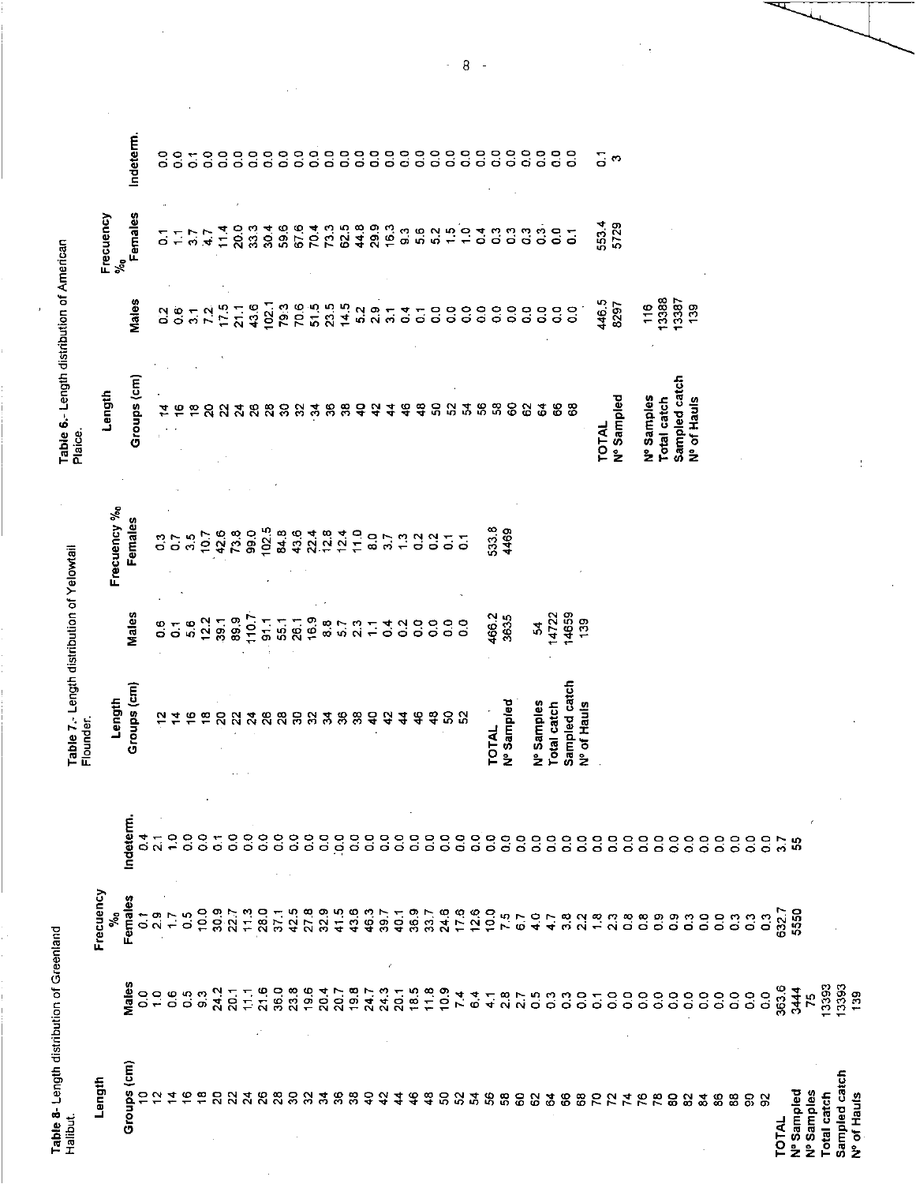**Table 8**.- Length distribution of Greenland Halibut.

| Length Groups (cm) | Frecuency ‰ Males | Females | Indeterm. |
|---|---|---|---|
| 10 | 0.0 | 0.1 | 0.4 |
| 12 | 1.0 | 2.9 | 2.1 |
| 14 | 0.6 | 1.7 | 1.0 |
| 16 | 0.5 | 0.5 | 0.0 |
| 18 | 9.3 | 10.0 | 0.0 |
| 20 | 24.2 | 30.9 | 0.1 |
| 22 | 20.1 | 22.7 | 0.0 |
| 24 | 11.1 | 11.3 | 0.0 |
| 26 | 21.6 | 28.0 | 0.0 |
| 28 | 36.0 | 37.1 | 0.0 |
| 30 | 23.8 | 42.5 | 0.0 |
| 32 | 19.6 | 27.8 | 0.0 |
| 34 | 20.4 | 32.9 | 0.0 |
| 36 | 20.7 | 41.5 | 0.0 |
| 38 | 19.8 | 43.6 | 0.0 |
| 40 | 24.7 | 46.3 | 0.0 |
| 42 | 24.3 | 39.7 | 0.0 |
| 44 | 20.1 | 40.1 | 0.0 |
| 46 | 18.5 | 36.9 | 0.0 |
| 48 | 11.8 | 33.7 | 0.0 |
| 50 | 10.9 | 24.6 | 0.0 |
| 52 | 7.4 | 17.6 | 0.0 |
| 54 | 6.4 | 12.6 | 0.0 |
| 56 | 4.1 | 10.0 | 0.0 |
| 58 | 2.8 | 7.5 | 0.0 |
| 60 | 2.7 | 6.7 | 0.0 |
| 62 | 0.5 | 4.0 | 0.0 |
| 64 | 0.3 | 4.7 | 0.0 |
| 66 | 0.3 | 3.8 | 0.0 |
| 68 | 0.0 | 2.2 | 0.0 |
| 70 | 0.1 | 1.8 | 0.0 |
| 72 | 0.0 | 2.3 | 0.0 |
| 74 | 0.0 | 0.8 | 0.0 |
| 76 | 0.0 | 0.8 | 0.0 |
| 78 | 0.0 | 0.9 | 0.0 |
| 80 | 0.0 | 0.9 | 0.0 |
| 82 | 0.0 | 0.3 | 0.0 |
| 84 | 0.0 | 0.0 | 0.0 |
| 86 | 0.0 | 0.0 | 0.0 |
| 88 | 0.0 | 0.3 | 0.0 |
| 90 | 0.0 | 0.3 | 0.0 |
| 92 | 0.0 | 0.3 | 0.0 |
| **TOTAL** | 363.6 | 632.7 | 3.7 |
| **Nº Sampled** | 3444 | 5550 | 55 |
| **Nº Samples** | 75 | | |
| **Total catch** | 13393 | | |
| **Sampled catch** | 13393 | | |
| **Nº of Hauls** | 139 | | |

**Table 7**.- Length distribution of Yelowtail Flounder.

| Length Groups (cm) | Males | Frecuency ‰ Females |
|---|---|---|
| 12 | 0.6 | 0.3 |
| 14 | 0.1 | 0.7 |
| 16 | 5.6 | 3.5 |
| 18 | 12.2 | 10.7 |
| 20 | 39.1 | 42.6 |
| 22 | 89.9 | 73.8 |
| 24 | 110.7 | 99.0 |
| 26 | 91.1 | 102.5 |
| 28 | 55.1 | 84.8 |
| 30 | 26.1 | 43.6 |
| 32 | 16.9 | 22.4 |
| 34 | 8.8 | 12.8 |
| 36 | 5.7 | 12.4 |
| 38 | 2.3 | 11.0 |
| 40 | 1.1 | 8.0 |
| 42 | 0.4 | 3.7 |
| 44 | 0.2 | 1.3 |
| 46 | 0.0 | 0.2 |
| 48 | 0.0 | 0.2 |
| 50 | 0.0 | 0.1 |
| 52 | 0.0 | 0.1 |
| **TOTAL** | 466.2 | 533.8 |
| **Nº Sampled** | 3635 | 4469 |
| **Nº Samples** | 54 | |
| **Total catch** | 14722 | |
| **Sampled catch** | 14659 | |
| **Nº of Hauls** | 139 | |

**Table 6**.- Length distribution of American Plaice.

| Length Groups (cm) | Frecuency ‰ Males | Females | Indeterm. |
|---|---|---|---|
| 14 | 0.2 | 0.1 | 0.0 |
| 16 | 0.6 | 1.1 | 0.0 |
| 18 | 3.1 | 3.7 | 0.1 |
| 20 | 7.2 | 4.7 | 0.0 |
| 22 | 17.5 | 11.4 | 0.0 |
| 24 | 21.1 | 20.0 | 0.0 |
| 26 | 43.6 | 33.3 | 0.0 |
| 28 | 102.1 | 30.4 | 0.0 |
| 30 | 79.3 | 59.6 | 0.0 |
| 32 | 70.6 | 67.6 | 0.0 |
| 34 | 51.5 | 70.4 | 0.0 |
| 36 | 23.5 | 73.3 | 0.0 |
| 38 | 14.5 | 62.5 | 0.0 |
| 40 | 5.2 | 44.8 | 0.0 |
| 42 | 2.9 | 29.9 | 0.0 |
| 44 | 3.1 | 16.3 | 0.0 |
| 46 | 0.4 | 9.3 | 0.0 |
| 48 | 0.1 | 5.6 | 0.0 |
| 50 | 0.0 | 5.2 | 0.0 |
| 52 | 0.0 | 1.5 | 0.0 |
| 54 | 0.0 | 1.0 | 0.0 |
| 56 | 0.0 | 0.4 | 0.0 |
| 58 | 0.0 | 0.3 | 0.0 |
| 60 | 0.0 | 0.3 | 0.0 |
| 62 | 0.0 | 0.3 | 0.0 |
| 64 | 0.0 | 0.3 | 0.0 |
| 66 | 0.0 | 0.0 | 0.0 |
| 68 | 0.0 | 0.1 | 0.0 |
| **TOTAL** | 446.5 | 553.4 | 0.1 |
| **Nº Sampled** | 8297 | 5729 | 3 |
| **Nº Samples** | 116 | | |
| **Total catch** | 13388 | | |
| **Sampled catch** | 13387 | | |
| **Nº of Hauls** | 139 | | |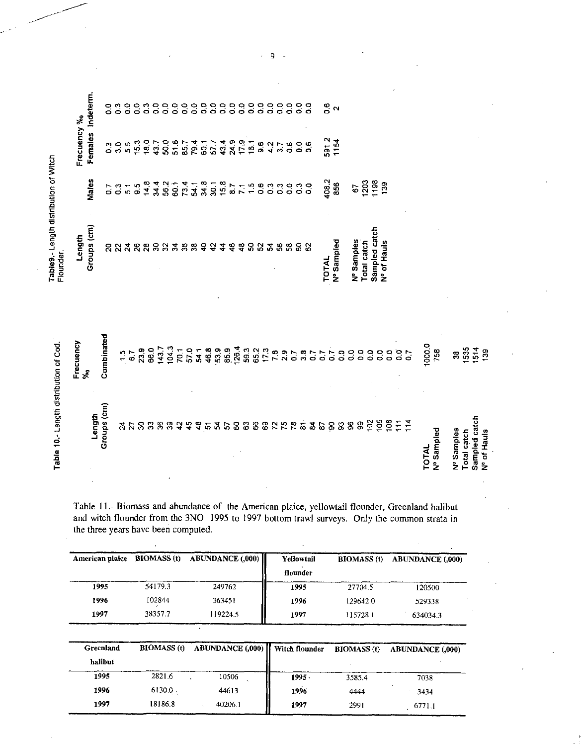Table 10.- Length distribution of Cod.

| Length Groups (cm) | Frecuency ‰ Combinated |
|---|---|
| 24 | 1.5 |
| 27 | 6.7 |
| 30 | 23.9 |
| 33 | 66.0 |
| 36 | 143.7 |
| 39 | 104.3 |
| 42 | 70.1 |
| 45 | 57.0 |
| 48 | 54.1 |
| 51 | 46.8 |
| 54 | 53.9 |
| 57 | 85.9 |
| 60 | 126.4 |
| 63 | 59.3 |
| 66 | 65.2 |
| 69 | 17.3 |
| 72 | 7.6 |
| 75 | 2.9 |
| 78 | 0.7 |
| 81 | 3.8 |
| 84 | 0.7 |
| 87 | 0.7 |
| 90 | 0.7 |
| 93 | 0.0 |
| 96 | 0.0 |
| 99 | 0.0 |
| 102 | 0.0 |
| 105 | 0.0 |
| 108 | 0.0 |
| 111 | 0.0 |
| 114 | 0.7 |
| TOTAL | 1000.0 |
| Nº Sampled | 758 |
| Nº Samples | 38 |
| Total catch | 1535 |
| Sampled catch | 1514 |
| Nº of Hauls | 139 |

Table9.- Length distribution of Witch Flounder.

| Length Groups (cm) | Frecuency ‰ Males | Females | Indeterm. |
|---|---|---|---|
| 20 | 0.7 | 0.3 | 0.0 |
| 22 | 0.3 | 3.0 | 0.3 |
| 24 | 5.1 | 5.5 | 0.0 |
| 26 | 9.5 | 15.3 | 0.0 |
| 28 | 14.8 | 18.0 | 0.3 |
| 30 | 34.4 | 43.7 | 0.0 |
| 32 | 56.2 | 50.0 | 0.0 |
| 34 | 60.1 | 51.6 | 0.0 |
| 36 | 73.4 | 85.7 | 0.0 |
| 38 | 54.1 | 79.4 | 0.0 |
| 40 | 34.8 | 60.1 | 0.0 |
| 42 | 30.1 | 57.7 | 0.0 |
| 44 | 15.8 | 43.4 | 0.0 |
| 46 | 8.7 | 24.9 | 0.0 |
| 48 | 7.1 | 17.9 | 0.0 |
| 50 | 1.5 | 16.1 | 0.0 |
| 52 | 0.6 | 9.6 | 0.0 |
| 54 | 0.3 | 4.2 | 0.0 |
| 56 | 0.3 | 3.7 | 0.0 |
| 58 | 0.0 | 0.6 | 0.0 |
| 60 | 0.3 | 0.0 | 0.0 |
| 62 | 0.0 | 0.6 | 0.0 |
| TOTAL | 408.2 | 591.2 | 0.6 |
| Nº Sampled | 856 | 1154 | 2 |
| Nº Samples | 67 | | |
| Total catch | 1203 | | |
| Sampled catch | 1198 | | |
| Nº of Hauls | 139 | | |

Table 11.- Biomass and abundance of the American plaice, yellowtail flounder, Greenland halibut and witch flounder from the 3NO 1995 to 1997 bottom trawl surveys. Only the common strata in the three years have been computed.

| American plaice | BIOMASS (t) | ABUNDANCE (,000) | Yellowtail flounder | BIOMASS (t) | ABUNDANCE (,000) |
|---|---|---|---|---|---|
| 1995 | 54179.3 | 249762 | 1995 | 27704.5 | 120500 |
| 1996 | 102844 | 363451 | 1996 | 129642.0 | 529338 |
| 1997 | 38357.7 | 119224.5 | 1997 | 115728.1 | 634034.3 |

| Greenland halibut | BIOMASS (t) | ABUNDANCE (,000) | Witch flounder | BIOMASS (t) | ABUNDANCE (,000) |
|---|---|---|---|---|---|
| 1995 | 2821.6 | 10506 | 1995 | 3585.4 | 7038 |
| 1996 | 6130.0 | 44613 | 1996 | 4444 | 3434 |
| 1997 | 18186.8 | 40206.1 | 1997 | 2991 | 6771.1 |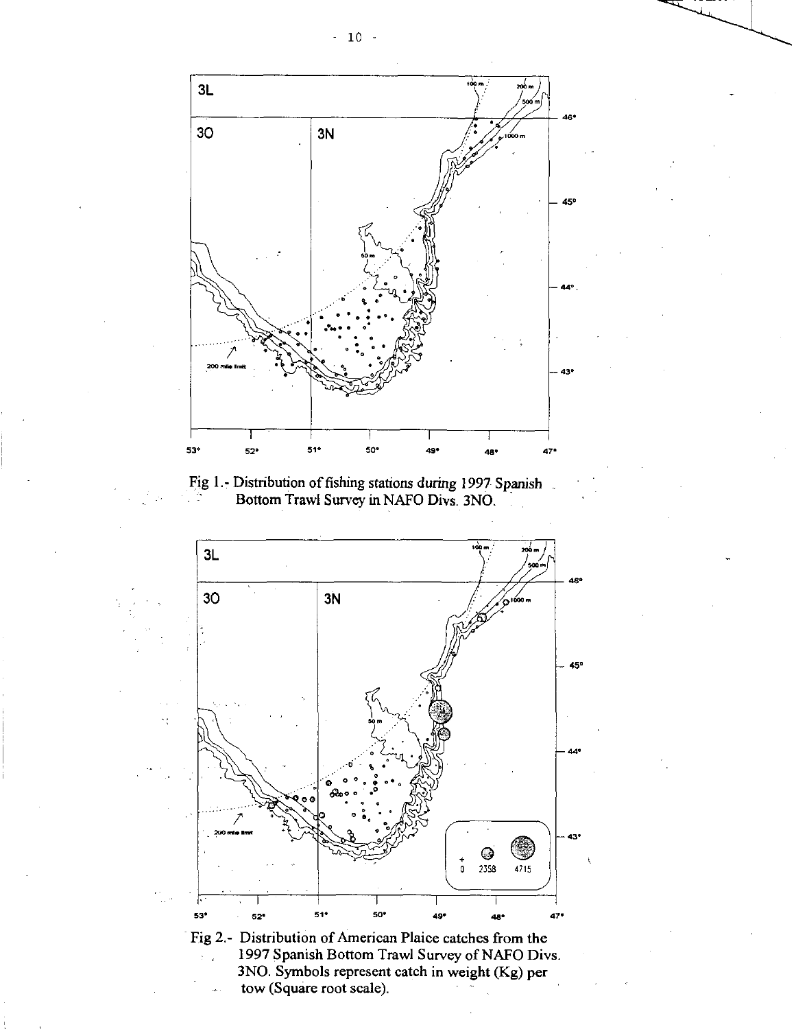Fig 1.- Distribution of fishing stations during 1997 Spanish Bottom Trawl Survey in NAFO Divs. 3NO.

Fig 2.- Distribution of American Plaice catches from the 1997 Spanish Bottom Trawl Survey of NAFO Divs. 3NO. Symbols represent catch in weight (Kg) per tow (Square root scale).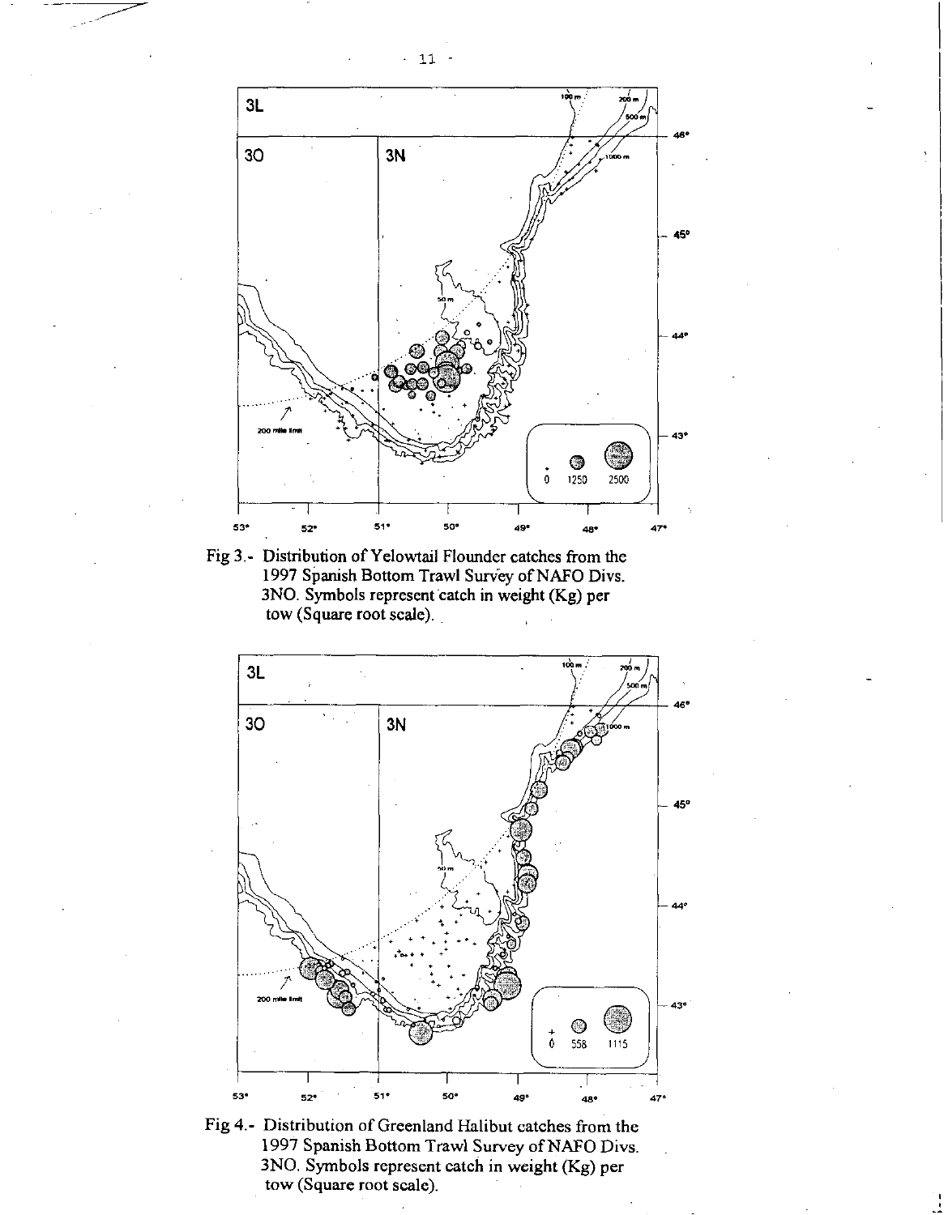Fig 3.- Distribution of Yelowtail Flounder catches from the 1997 Spanish Bottom Trawl Survey of NAFO Divs. 3NO. Symbols represent catch in weight (Kg) per tow (Square root scale).

Fig 4.- Distribution of Greenland Halibut catches from the 1997 Spanish Bottom Trawl Survey of NAFO Divs. 3NO. Symbols represent catch in weight (Kg) per tow (Square root scale).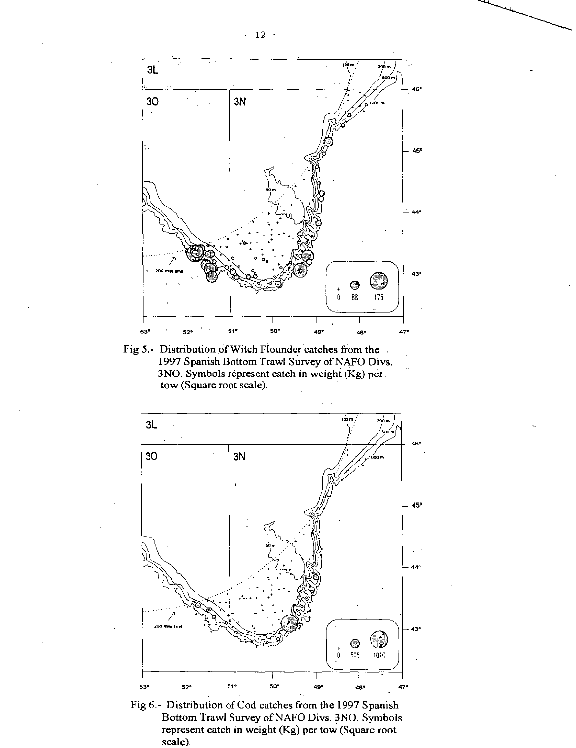Fig 5.- Distribution of Witch Flounder catches from the 1997 Spanish Bottom Trawl Survey of NAFO Divs. 3NO. Symbols represent catch in weight (Kg) per tow (Square root scale).

Fig 6.- Distribution of Cod catches from the 1997 Spanish Bottom Trawl Survey of NAFO Divs. 3NO. Symbols represent catch in weight (Kg) per tow (Square root scale).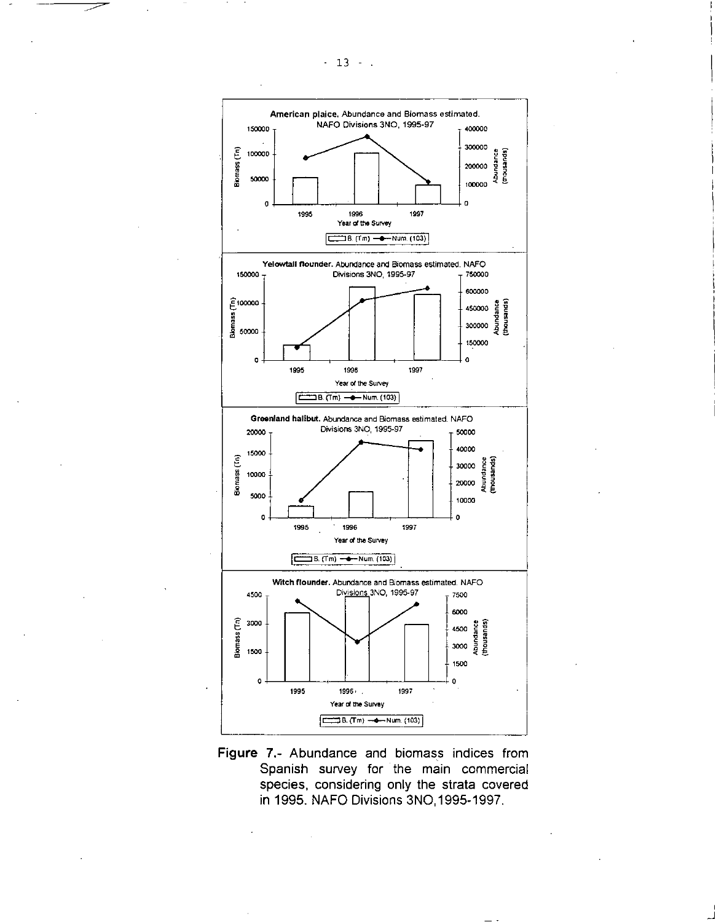American plaice. Abundance and Biomass estimated. NAFO Divisions 3NO, 1995-97

Biomass (Tn)

150000
100000
50000
0

400000
300000
200000
100000
0

Abundance (thousands)

1995 1996 1997

Year of the Survey

B. (Tm) Num. (103)

Yelowtail flounder. Abundance and Biomass estimated. NAFO Divisions 3NO, 1995-97

Biomass (Tn)

150000
100000
50000
0

750000
600000
450000
300000
150000
0

Abundance (thousands)

1995 1996 1997

Year of the Survey

B. (Tm) Num. (103)

Greenland halibut. Abundance and Biomass estimated. NAFO Divisions 3NO, 1995-97

Biomass (Tn)

20000
15000
10000
5000
0

50000
40000
30000
20000
10000
0

Abundance (thousands)

1995 1996 1997

Year of the Survey

B. (Tm) Num. (103)

Witch flounder. Abundance and Biomass estimated. NAFO Divisions 3NO, 1995-97

Biomass (Tn)

4500
3000
1500
0

7500
6000
4500
3000
1500
0

Abundance (thousands)

1995 1996 1997

Year of the Survey

B. (Tm) Num. (103)

**Figure 7.-** Abundance and biomass indices from Spanish survey for the main commercial species, considering only the strata covered in 1995. NAFO Divisions 3NO, 1995-1997.